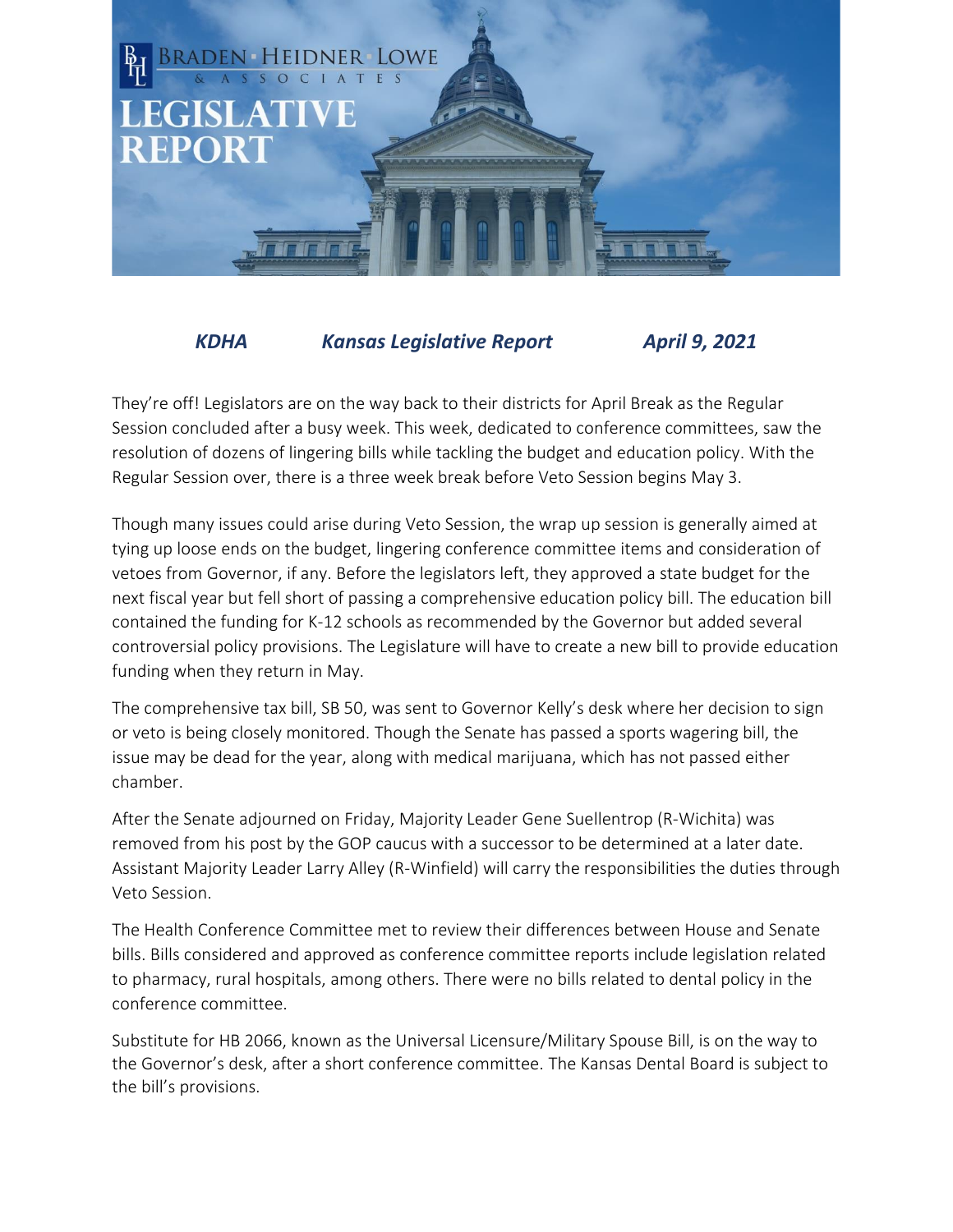# BRADEN · HEIDNER · LOWE & ASSOCIATES

# LEGISLATIVE REPORT

***KDHA Kansas Legislative Report April 9, 2021***

They're off! Legislators are on the way back to their districts for April Break as the Regular Session concluded after a busy week. This week, dedicated to conference committees, saw the resolution of dozens of lingering bills while tackling the budget and education policy. With the Regular Session over, there is a three week break before Veto Session begins May 3.

Though many issues could arise during Veto Session, the wrap up session is generally aimed at tying up loose ends on the budget, lingering conference committee items and consideration of vetoes from Governor, if any. Before the legislators left, they approved a state budget for the next fiscal year but fell short of passing a comprehensive education policy bill. The education bill contained the funding for K-12 schools as recommended by the Governor but added several controversial policy provisions. The Legislature will have to create a new bill to provide education funding when they return in May.

The comprehensive tax bill, SB 50, was sent to Governor Kelly's desk where her decision to sign or veto is being closely monitored. Though the Senate has passed a sports wagering bill, the issue may be dead for the year, along with medical marijuana, which has not passed either chamber.

After the Senate adjourned on Friday, Majority Leader Gene Suellentrop (R-Wichita) was removed from his post by the GOP caucus with a successor to be determined at a later date. Assistant Majority Leader Larry Alley (R-Winfield) will carry the responsibilities the duties through Veto Session.

The Health Conference Committee met to review their differences between House and Senate bills. Bills considered and approved as conference committee reports include legislation related to pharmacy, rural hospitals, among others. There were no bills related to dental policy in the conference committee.

Substitute for HB 2066, known as the Universal Licensure/Military Spouse Bill, is on the way to the Governor's desk, after a short conference committee. The Kansas Dental Board is subject to the bill's provisions.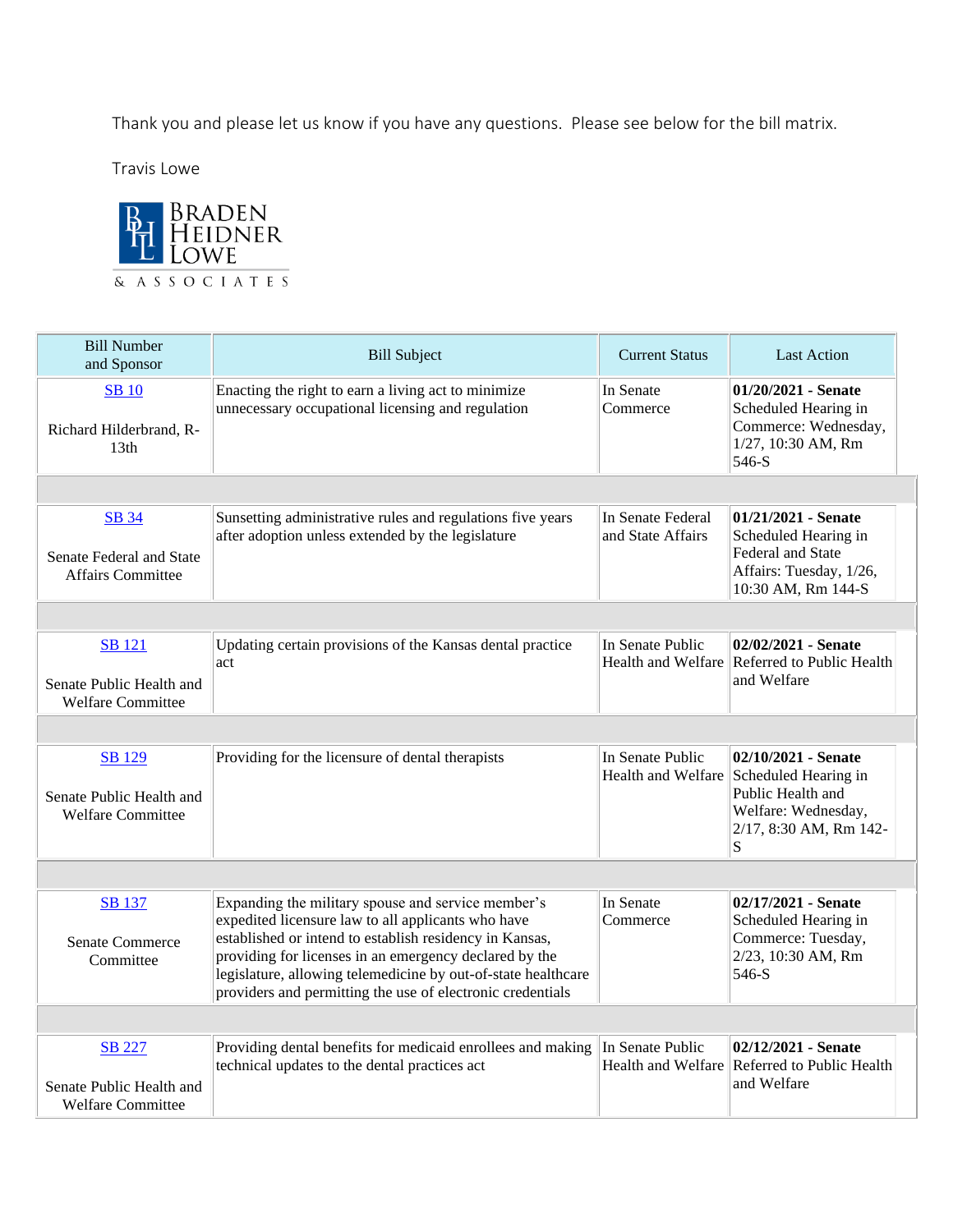Thank you and please let us know if you have any questions. Please see below for the bill matrix.

Travis Lowe

BRADEN HEIDNER LOWE & ASSOCIATES

| Bill Number and Sponsor | Bill Subject | Current Status | Last Action |
|---|---|---|---|
| SB 10<br><br>Richard Hilderbrand, R-13th | Enacting the right to earn a living act to minimize unnecessary occupational licensing and regulation | In Senate Commerce | **01/20/2021 - Senate** Scheduled Hearing in Commerce: Wednesday, 1/27, 10:30 AM, Rm 546-S |
| SB 34<br><br>Senate Federal and State Affairs Committee | Sunsetting administrative rules and regulations five years after adoption unless extended by the legislature | In Senate Federal and State Affairs | **01/21/2021 - Senate** Scheduled Hearing in Federal and State Affairs: Tuesday, 1/26, 10:30 AM, Rm 144-S |
| SB 121<br><br>Senate Public Health and Welfare Committee | Updating certain provisions of the Kansas dental practice act | In Senate Public Health and Welfare | **02/02/2021 - Senate** Referred to Public Health and Welfare |
| SB 129<br><br>Senate Public Health and Welfare Committee | Providing for the licensure of dental therapists | In Senate Public Health and Welfare | **02/10/2021 - Senate** Scheduled Hearing in Public Health and Welfare: Wednesday, 2/17, 8:30 AM, Rm 142-S |
| SB 137<br><br>Senate Commerce Committee | Expanding the military spouse and service member's expedited licensure law to all applicants who have established or intend to establish residency in Kansas, providing for licenses in an emergency declared by the legislature, allowing telemedicine by out-of-state healthcare providers and permitting the use of electronic credentials | In Senate Commerce | **02/17/2021 - Senate** Scheduled Hearing in Commerce: Tuesday, 2/23, 10:30 AM, Rm 546-S |
| SB 227<br><br>Senate Public Health and Welfare Committee | Providing dental benefits for medicaid enrollees and making technical updates to the dental practices act | In Senate Public Health and Welfare | **02/12/2021 - Senate** Referred to Public Health and Welfare |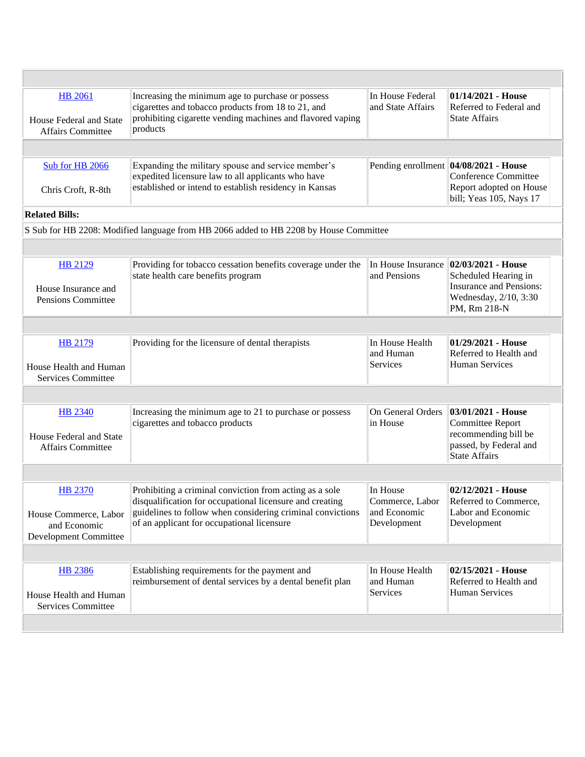| | | | |
|---|---|---|---|
| HB 2061<br><br>House Federal and State Affairs Committee | Increasing the minimum age to purchase or possess cigarettes and tobacco products from 18 to 21, and prohibiting cigarette vending machines and flavored vaping products | In House Federal and State Affairs | **01/14/2021 - House** Referred to Federal and State Affairs |
| Sub for HB 2066<br><br>Chris Croft, R-8th | Expanding the military spouse and service member's expedited licensure law to all applicants who have established or intend to establish residency in Kansas | Pending enrollment | **04/08/2021 - House** Conference Committee Report adopted on House bill; Yeas 105, Nays 17 |
| **Related Bills:** | | | |
| S Sub for HB 2208: Modified language from HB 2066 added to HB 2208 by House Committee | | | |
| HB 2129<br><br>House Insurance and Pensions Committee | Providing for tobacco cessation benefits coverage under the state health care benefits program | In House Insurance and Pensions | **02/03/2021 - House** Scheduled Hearing in Insurance and Pensions: Wednesday, 2/10, 3:30 PM, Rm 218-N |
| HB 2179<br><br>House Health and Human Services Committee | Providing for the licensure of dental therapists | In House Health and Human Services | **01/29/2021 - House** Referred to Health and Human Services |
| HB 2340<br><br>House Federal and State Affairs Committee | Increasing the minimum age to 21 to purchase or possess cigarettes and tobacco products | On General Orders in House | **03/01/2021 - House** Committee Report recommending bill be passed, by Federal and State Affairs |
| HB 2370<br><br>House Commerce, Labor and Economic Development Committee | Prohibiting a criminal conviction from acting as a sole disqualification for occupational licensure and creating guidelines to follow when considering criminal convictions of an applicant for occupational licensure | In House Commerce, Labor and Economic Development | **02/12/2021 - House** Referred to Commerce, Labor and Economic Development |
| HB 2386<br><br>House Health and Human Services Committee | Establishing requirements for the payment and reimbursement of dental services by a dental benefit plan | In House Health and Human Services | **02/15/2021 - House** Referred to Health and Human Services |